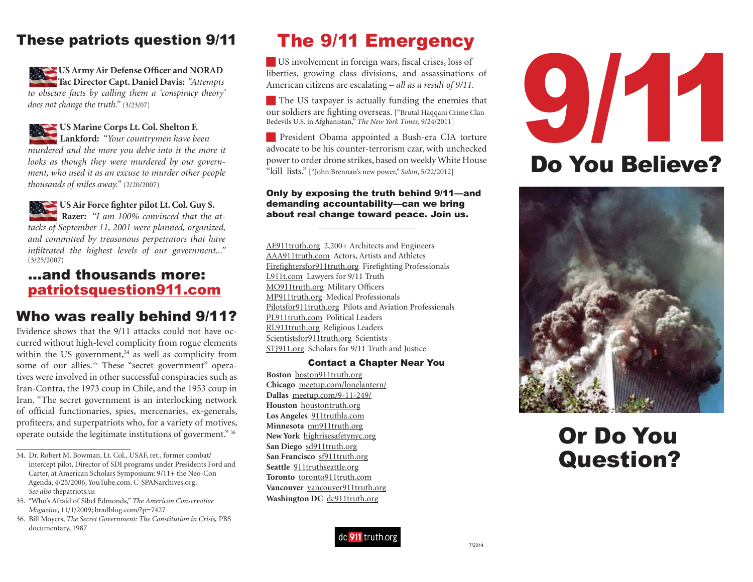## These patriots question 9/11

**US Army Air Defense Officer and NORAD Tac Director Capt. Daniel Davis:** *"Attempts to obscure facts by calling them a 'conspiracy theory' does not change the truth."* (3/23/07)

**US Marine Corps Lt. Col. Shelton F. Lankford:** *"Your countrymen have been murdered and the more you delve into it the more it looks as though they were murdered by our government, who used it as an excuse to murder other people thousands of miles away."* (2/20/2007)

**US Air Force fighter pilot Lt. Col. Guy S. Razer:** *"I am 100% convinced that the attacks of September 11, 2001 were planned, organized, and committed by treasonous perpetrators that have infiltrated the highest levels of our government..."* (3/25/2007)

## ...and thousands more: patriotsquestion911.com

## Who was really behind 9/11?

Evidence shows that the 9/11 attacks could not have occurred without high-level complicity from rogue elements within the US government,[34] as well as complicity from some of our allies.[35] These "secret government" operatives were involved in other successful conspiracies such as Iran-Contra, the 1973 coup in Chile, and the 1953 coup in Iran. "The secret government is an interlocking network of official functionaries, spies, mercenaries, ex-generals, profiteers, and superpatriots who, for a variety of motives, operate outside the legitimate institutions of goverment." [36]

---

34. Dr. Robert M. Bowman, Lt. Col., USAF, ret., former combat/ intercept pilot, Director of SDI programs under Presidents Ford and Carter, at American Scholars Symposium: 9/11+ the Neo-Con Agenda, 4/25/2006, YouTube.com, C-SPANarchives.org. *See also* thepatriots.us
35. "Who's Afraid of Sibel Edmonds," *The American Conservative Magazine*, 11/1/2009; bradblog.com/?p=7427
36. Bill Moyers, *The Secret Government: The Constitution in Crisis,* PBS documentary, 1987

# The 9/11 Emergency

- US involvement in foreign wars, fiscal crises, loss of liberties, growing class divisions, and assassinations of American citizens are escalating – *all as a result of 9/11*.
- The US taxpayer is actually funding the enemies that our soldiers are fighting overseas. ["Brutal Haqqani Crime Clan Bedevils U.S. in Afghanistan," *The New York Times*, 9/24/2011]
- President Obama appointed a Bush-era CIA torture advocate to be his counter-terrorism czar, with unchecked power to order drone strikes, based on weekly White House "kill lists." ["John Brennan's new power," *Salon*, 5/22/2012]

**Only by exposing the truth behind 9/11—and demanding accountability—can we bring about real change toward peace. Join us.**

---

AE911truth.org 2,200+ Architects and Engineers
AAA911truth.com Actors, Artists and Athletes
Firefightersfor911truth.org Firefighting Professionals
L911t.com Lawyers for 9/11 Truth
MO911truth.org Military Officers
MP911truth.org Medical Professionals
Pilotsfor911truth.org Pilots and Aviation Professionals
PL911truth.com Political Leaders
RL911truth.org Religious Leaders
Scientistsfor911truth.org Scientists
STJ911.org Scholars for 9/11 Truth and Justice

### Contact a Chapter Near You

**Boston** boston911truth.org
**Chicago** meetup.com/lonelantern/
**Dallas** meetup.com/9-11-249/
**Houston** houstontruth.org
**Los Angeles** 911truthla.com
**Minnesota** mn911truth.org
**New York** highrisesafetynyc.org
**San Diego** sd911truth.org
**San Francisco** sf911truth.org
**Seattle** 911truthseattle.org
**Toronto** toronto911truth.com
**Vancouver** vancouver911truth.org
**Washington DC** dc911truth.org

dc 911 truth.org

7/2014

# 9/11

## Do You Believe?

## Or Do You Question?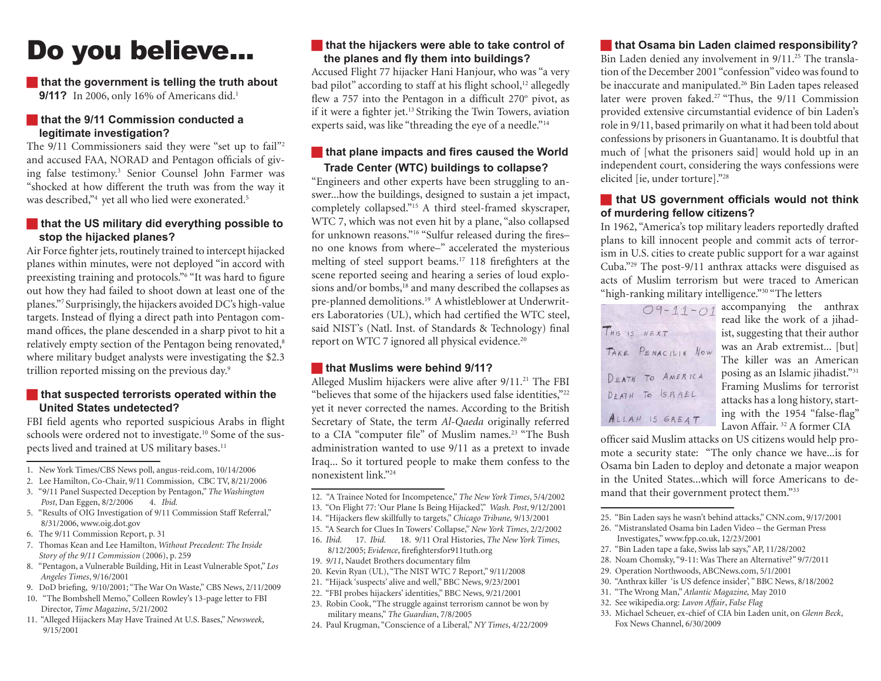# Do you believe...

**that the government is telling the truth about 9/11?** In 2006, only 16% of Americans did.[1]

### that the 9/11 Commission conducted a legitimate investigation?

The 9/11 Commissioners said they were "set up to fail"[2] and accused FAA, NORAD and Pentagon officials of giving false testimony.[3] Senior Counsel John Farmer was "shocked at how different the truth was from the way it was described,"[4] yet all who lied were exonerated.[5]

### that the US military did everything possible to stop the hijacked planes?

Air Force fighter jets, routinely trained to intercept hijacked planes within minutes, were not deployed "in accord with preexisting training and protocols."[6] "It was hard to figure out how they had failed to shoot down at least one of the planes."[7] Surprisingly, the hijackers avoided DC's high-value targets. Instead of flying a direct path into Pentagon command offices, the plane descended in a sharp pivot to hit a relatively empty section of the Pentagon being renovated,[8] where military budget analysts were investigating the $2.3 trillion reported missing on the previous day.[9]

### that suspected terrorists operated within the United States undetected?

FBI field agents who reported suspicious Arabs in flight schools were ordered not to investigate.[10] Some of the suspects lived and trained at US military bases.[11]

1. New York Times/CBS News poll, angus-reid.com, 10/14/2006
2. Lee Hamilton, Co-Chair, 9/11 Commission, CBC TV, 8/21/2006
3. "9/11 Panel Suspected Deception by Pentagon," *The Washington Post*, Dan Eggen, 8/2/2006 4. *Ibid.*
5. "Results of OIG Investigation of 9/11 Commission Staff Referral," 8/31/2006, www.oig.dot.gov
6. The 9/11 Commission Report, p. 31
7. Thomas Kean and Lee Hamilton, *Without Precedent: The Inside Story of the 9/11 Commission* (2006), p. 259
8. "Pentagon, a Vulnerable Building, Hit in Least Vulnerable Spot," *Los Angeles Times*, 9/16/2001
9. DoD briefing, 9/10/2001; "The War On Waste," CBS News, 2/11/2009
10. "The Bombshell Memo," Colleen Rowley's 13-page letter to FBI Director, *Time Magazine*, 5/21/2002
11. "Alleged Hijackers May Have Trained At U.S. Bases," *Newsweek*, 9/15/2001

### that the hijackers were able to take control of the planes and fly them into buildings?

Accused Flight 77 hijacker Hani Hanjour, who was "a very bad pilot" according to staff at his flight school,[12] allegedly flew a 757 into the Pentagon in a difficult 270º pivot, as if it were a fighter jet.[13] Striking the Twin Towers, aviation experts said, was like "threading the eye of a needle."[14]

### that plane impacts and fires caused the World Trade Center (WTC) buildings to collapse?

"Engineers and other experts have been struggling to answer...how the buildings, designed to sustain a jet impact, completely collapsed."[15] A third steel-framed skyscraper, WTC 7, which was not even hit by a plane, "also collapsed for unknown reasons."[16] "Sulfur released during the fires– no one knows from where–" accelerated the mysterious melting of steel support beams.[17] 118 firefighters at the scene reported seeing and hearing a series of loud explosions and/or bombs,[18] and many described the collapses as pre-planned demolitions.[19] A whistleblower at Underwriters Laboratories (UL), which had certified the WTC steel, said NIST's (Natl. Inst. of Standards & Technology) final report on WTC 7 ignored all physical evidence.[20]

### that Muslims were behind 9/11?

Alleged Muslim hijackers were alive after 9/11.[21] The FBI "believes that some of the hijackers used false identities,"[22] yet it never corrected the names. According to the British Secretary of State, the term *Al-Qaeda* originally referred to a CIA "computer file" of Muslim names.[23] "The Bush administration wanted to use 9/11 as a pretext to invade Iraq... So it tortured people to make them confess to the nonexistent link."[24]

12. "A Trainee Noted for Incompetence," *The New York Times*, 5/4/2002
13. "On Flight 77: 'Our Plane Is Being Hijacked'," *Wash. Post*, 9/12/2001
14. "Hijackers flew skillfully to targets," *Chicago Tribune*, 9/13/2001
15. "A Search for Clues In Towers' Collapse," *New York Times*, 2/2/2002
16. *Ibid.* 17. *Ibid.* 18. 9/11 Oral Histories, *The New York Times*, 8/12/2005; *Evidence*, firefightersfor911tuth.org
19. *9/11*, Naudet Brothers documentary film
20. Kevin Ryan (UL), "The NIST WTC 7 Report," 9/11/2008
21. "Hijack 'suspects' alive and well," BBC News, 9/23/2001
22. "FBI probes hijackers' identities," BBC News, 9/21/2001
23. Robin Cook, "The struggle against terrorism cannot be won by military means," *The Guardian*, 7/8/2005
24. Paul Krugman, "Conscience of a Liberal," *NY Times*, 4/22/2009

### that Osama bin Laden claimed responsibility?

Bin Laden denied any involvement in 9/11.[25] The translation of the December 2001 "confession" video was found to be inaccurate and manipulated.[26] Bin Laden tapes released later were proven faked.[27] "Thus, the 9/11 Commission provided extensive circumstantial evidence of bin Laden's role in 9/11, based primarily on what it had been told about confessions by prisoners in Guantanamo. It is doubtful that much of [what the prisoners said] would hold up in an independent court, considering the ways confessions were elicited [ie, under torture]."[28]

### that US government officials would not think of murdering fellow citizens?

In 1962, "America's top military leaders reportedly drafted plans to kill innocent people and commit acts of terrorism in U.S. cities to create public support for a war against Cuba."[29] The post-9/11 anthrax attacks were disguised as acts of Muslim terrorism but were traced to American "high-ranking military intelligence."[30] "The letters accompanying the anthrax read like the work of a jihadist, suggesting that their author was an Arab extremist... [but] The killer was an American posing as an Islamic jihadist."[31] Framing Muslims for terrorist attacks has a long history, starting with the 1954 "false-flag" Lavon Affair.[32] A former CIA officer said Muslim attacks on US citizens would help promote a security state: "The only chance we have...is for Osama bin Laden to deploy and detonate a major weapon in the United States...which will force Americans to demand that their government protect them."[33]

09-11-01
THIS IS NEXT
TAKE PENACILIN NOW
DEATH TO AMERICA
DEATH TO ISRAEL
ALLAH IS GREAT

25. "Bin Laden says he wasn't behind attacks," CNN.com, 9/17/2001
26. "Mistranslated Osama bin Laden Video – the German Press Investigates," www.fpp.co.uk, 12/23/2001
27. "Bin Laden tape a fake, Swiss lab says," AP, 11/28/2002
28. Noam Chomsky, "9-11: Was There an Alternative?" 9/7/2011
29. Operation Northwoods, ABCNews.com, 5/1/2001
30. "Anthrax killer 'is US defence insider'," BBC News, 8/18/2002
31. "The Wrong Man," *Atlantic Magazine*, May 2010
32. See wikipedia.org: *Lavon Affair*, *False Flag*
33. Michael Scheuer, ex-chief of CIA bin Laden unit, on *Glenn Beck*, Fox News Channel, 6/30/2009